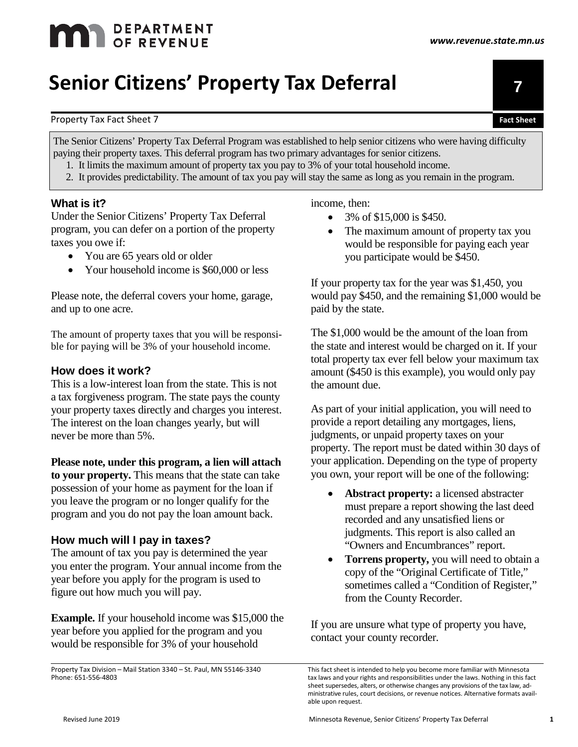# Senior Citizens' Property Tax Deferral

Property Tax Fact Sheet 7

The Senior Citizens' Property Tax Deferral Program was established to help senior citizens who were having difficulty paying their property taxes. This deferral program has two primary advantages for senior citizens.

1. It limits the maximum amount of property tax you pay to 3% of your total household income.
2. It provides predictability. The amount of tax you pay will stay the same as long as you remain in the program.

### What is it?

Under the Senior Citizens' Property Tax Deferral program, you can defer on a portion of the property taxes you owe if:

- You are 65 years old or older
- Your household income is $60,000 or less

Please note, the deferral covers your home, garage, and up to one acre.

The amount of property taxes that you will be responsible for paying will be 3% of your household income.

### How does it work?

This is a low-interest loan from the state. This is not a tax forgiveness program. The state pays the county your property taxes directly and charges you interest. The interest on the loan changes yearly, but will never be more than 5%.

**Please note, under this program, a lien will attach to your property.** This means that the state can take possession of your home as payment for the loan if you leave the program or no longer qualify for the program and you do not pay the loan amount back.

### How much will I pay in taxes?

The amount of tax you pay is determined the year you enter the program. Your annual income from the year before you apply for the program is used to figure out how much you will pay.

**Example.** If your household income was $15,000 the year before you applied for the program and you would be responsible for 3% of your household income, then:

- 3% of $15,000 is $450.
- The maximum amount of property tax you would be responsible for paying each year you participate would be $450.

If your property tax for the year was $1,450, you would pay $450, and the remaining $1,000 would be paid by the state.

The $1,000 would be the amount of the loan from the state and interest would be charged on it. If your total property tax ever fell below your maximum tax amount ($450 is this example), you would only pay the amount due.

As part of your initial application, you will need to provide a report detailing any mortgages, liens, judgments, or unpaid property taxes on your property. The report must be dated within 30 days of your application. Depending on the type of property you own, your report will be one of the following:

- **Abstract property:** a licensed abstracter must prepare a report showing the last deed recorded and any unsatisfied liens or judgments. This report is also called an "Owners and Encumbrances" report.
- **Torrens property,** you will need to obtain a copy of the "Original Certificate of Title," sometimes called a "Condition of Register," from the County Recorder.

If you are unsure what type of property you have, contact your county recorder.

Property Tax Division – Mail Station 3340 – St. Paul, MN 55146-3340
Phone: 651-556-4803

This fact sheet is intended to help you become more familiar with Minnesota tax laws and your rights and responsibilities under the laws. Nothing in this fact sheet supersedes, alters, or otherwise changes any provisions of the tax law, administrative rules, court decisions, or revenue notices. Alternative formats available upon request.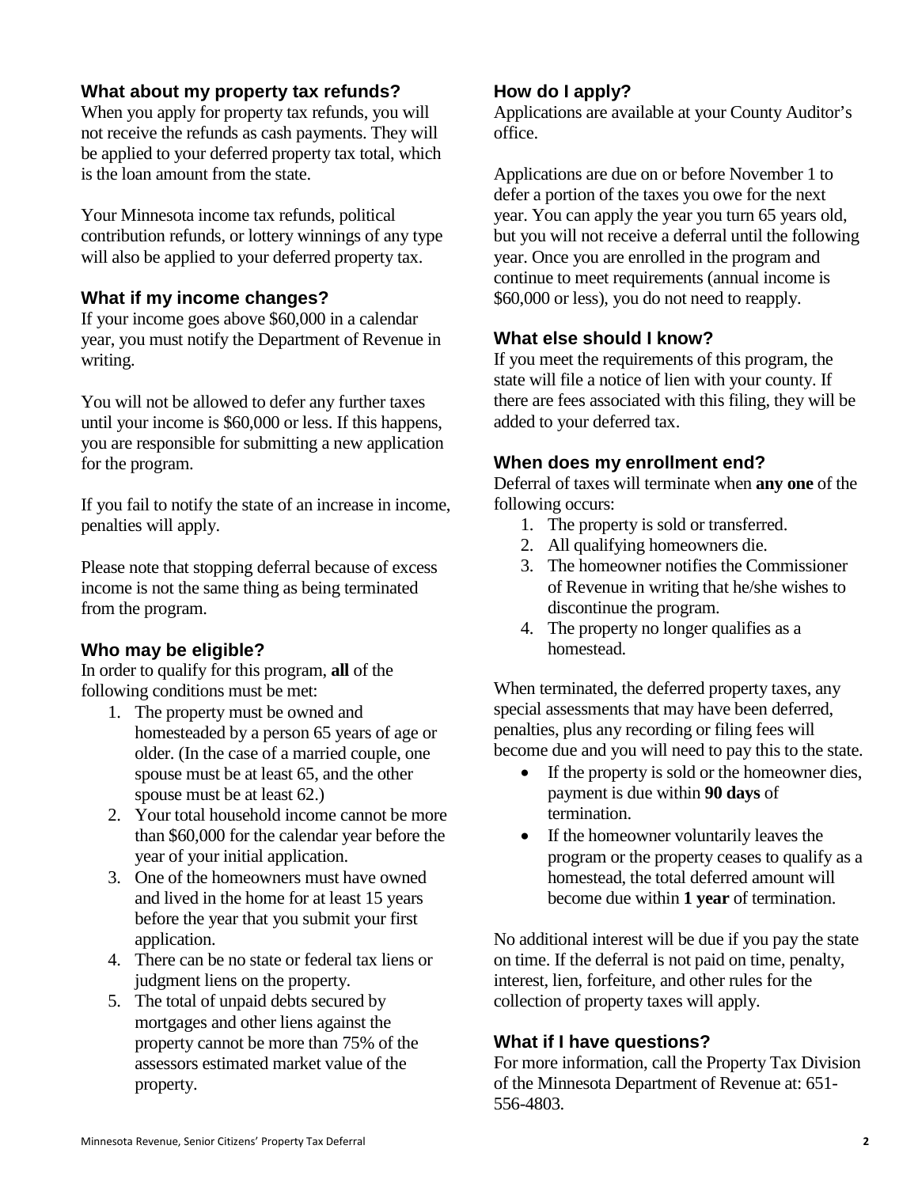## What about my property tax refunds?

When you apply for property tax refunds, you will not receive the refunds as cash payments. They will be applied to your deferred property tax total, which is the loan amount from the state.

Your Minnesota income tax refunds, political contribution refunds, or lottery winnings of any type will also be applied to your deferred property tax.

## What if my income changes?

If your income goes above $60,000 in a calendar year, you must notify the Department of Revenue in writing.

You will not be allowed to defer any further taxes until your income is $60,000 or less. If this happens, you are responsible for submitting a new application for the program.

If you fail to notify the state of an increase in income, penalties will apply.

Please note that stopping deferral because of excess income is not the same thing as being terminated from the program.

## Who may be eligible?

In order to qualify for this program, **all** of the following conditions must be met:

1. The property must be owned and homesteaded by a person 65 years of age or older. (In the case of a married couple, one spouse must be at least 65, and the other spouse must be at least 62.)
2. Your total household income cannot be more than $60,000 for the calendar year before the year of your initial application.
3. One of the homeowners must have owned and lived in the home for at least 15 years before the year that you submit your first application.
4. There can be no state or federal tax liens or judgment liens on the property.
5. The total of unpaid debts secured by mortgages and other liens against the property cannot be more than 75% of the assessors estimated market value of the property.

## How do I apply?

Applications are available at your County Auditor's office.

Applications are due on or before November 1 to defer a portion of the taxes you owe for the next year. You can apply the year you turn 65 years old, but you will not receive a deferral until the following year. Once you are enrolled in the program and continue to meet requirements (annual income is $60,000 or less), you do not need to reapply.

## What else should I know?

If you meet the requirements of this program, the state will file a notice of lien with your county. If there are fees associated with this filing, they will be added to your deferred tax.

## When does my enrollment end?

Deferral of taxes will terminate when **any one** of the following occurs:

1. The property is sold or transferred.
2. All qualifying homeowners die.
3. The homeowner notifies the Commissioner of Revenue in writing that he/she wishes to discontinue the program.
4. The property no longer qualifies as a homestead.

When terminated, the deferred property taxes, any special assessments that may have been deferred, penalties, plus any recording or filing fees will become due and you will need to pay this to the state.

- If the property is sold or the homeowner dies, payment is due within **90 days** of termination.
- If the homeowner voluntarily leaves the program or the property ceases to qualify as a homestead, the total deferred amount will become due within **1 year** of termination.

No additional interest will be due if you pay the state on time. If the deferral is not paid on time, penalty, interest, lien, forfeiture, and other rules for the collection of property taxes will apply.

## What if I have questions?

For more information, call the Property Tax Division of the Minnesota Department of Revenue at: 651-556-4803.